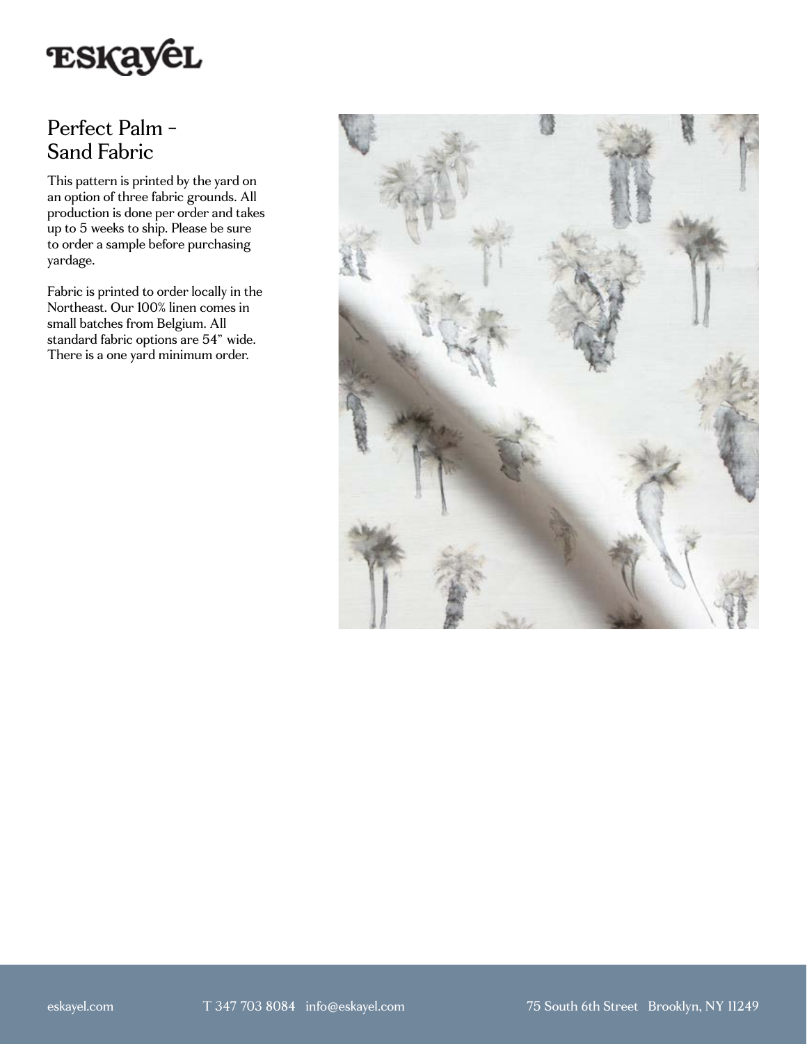Eskayel

# Perfect Palm - Sand Fabric

This pattern is printed by the yard on an option of three fabric grounds. All production is done per order and takes up to 5 weeks to ship. Please be sure to order a sample before purchasing yardage.

Fabric is printed to order locally in the Northeast. Our 100% linen comes in small batches from Belgium. All standard fabric options are 54" wide. There is a one yard minimum order.

eskayel.com T 347 703 8084 info@eskayel.com 75 South 6th Street Brooklyn, NY 11249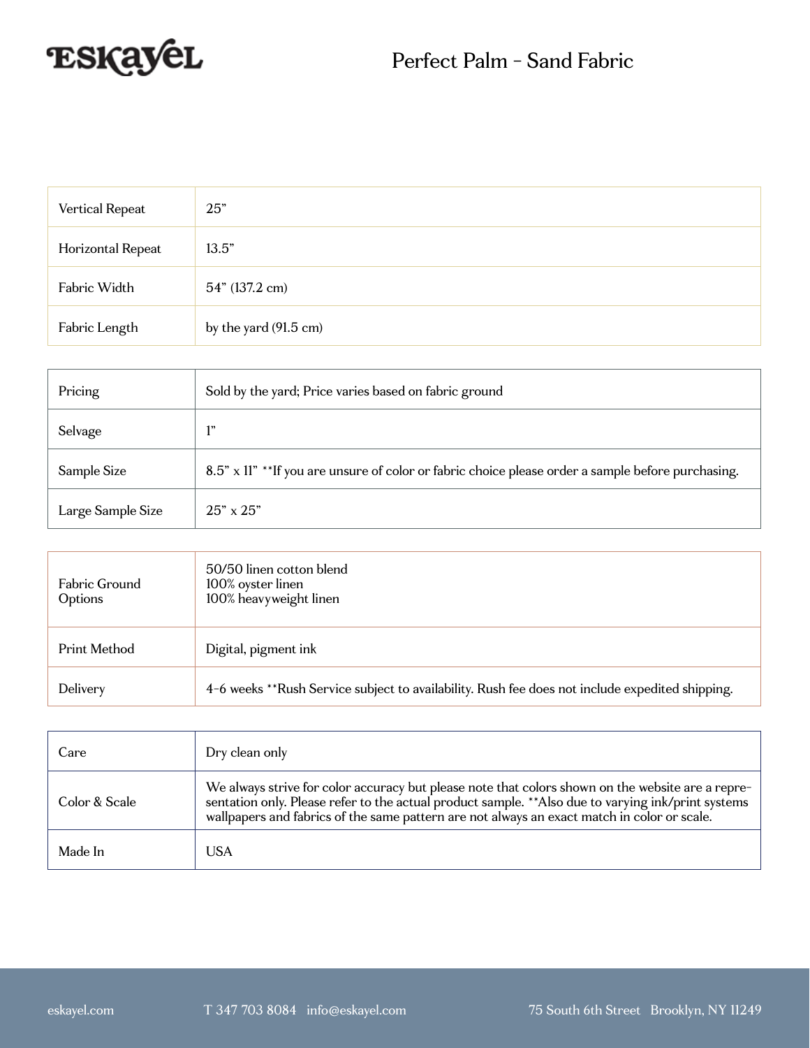# Perfect Palm - Sand Fabric

| | |
|---|---|
| Vertical Repeat | 25” |
| Horizontal Repeat | 13.5” |
| Fabric Width | 54” (137.2 cm) |
| Fabric Length | by the yard (91.5 cm) |

| | |
|---|---|
| Pricing | Sold by the yard; Price varies based on fabric ground |
| Selvage | 1” |
| Sample Size | 8.5” x 11” **If you are unsure of color or fabric choice please order a sample before purchasing. |
| Large Sample Size | 25” x 25” |

| | |
|---|---|
| Fabric Ground Options | 50/50 linen cotton blend<br>100% oyster linen<br>100% heavyweight linen |
| Print Method | Digital, pigment ink |
| Delivery | 4-6 weeks **Rush Service subject to availability. Rush fee does not include expedited shipping. |

| | |
|---|---|
| Care | Dry clean only |
| Color & Scale | We always strive for color accuracy but please note that colors shown on the website are a representation only. Please refer to the actual product sample. **Also due to varying ink/print systems wallpapers and fabrics of the same pattern are not always an exact match in color or scale. |
| Made In | USA |

eskayel.com T 347 703 8084 info@eskayel.com 75 South 6th Street Brooklyn, NY 11249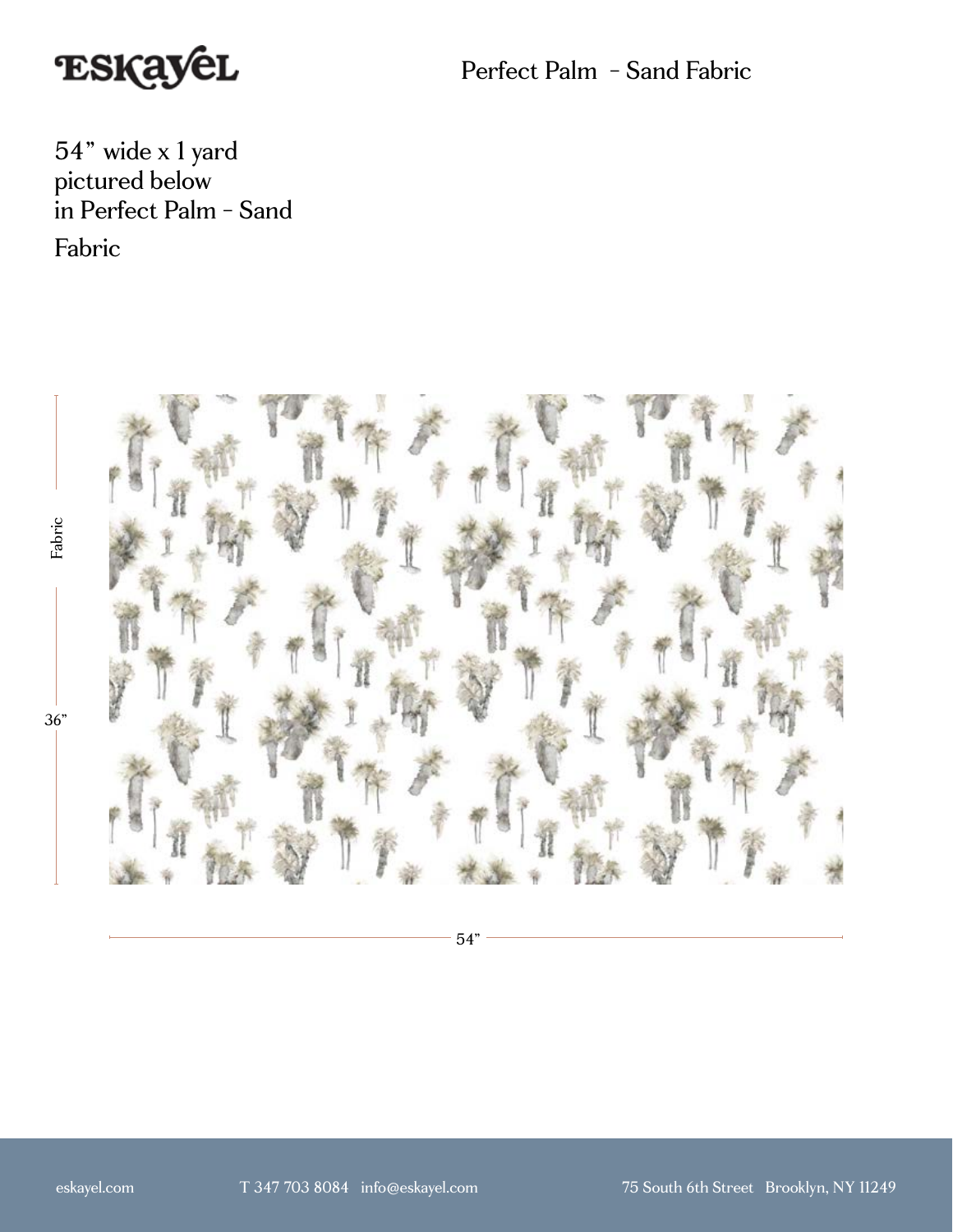ESKAYEL

# Perfect Palm - Sand Fabric

54" wide x 1 yard
pictured below
in Perfect Palm - Sand

Fabric

Fabric

36"

54"

eskayel.com

T 347 703 8084 info@eskayel.com

75 South 6th Street Brooklyn, NY 11249